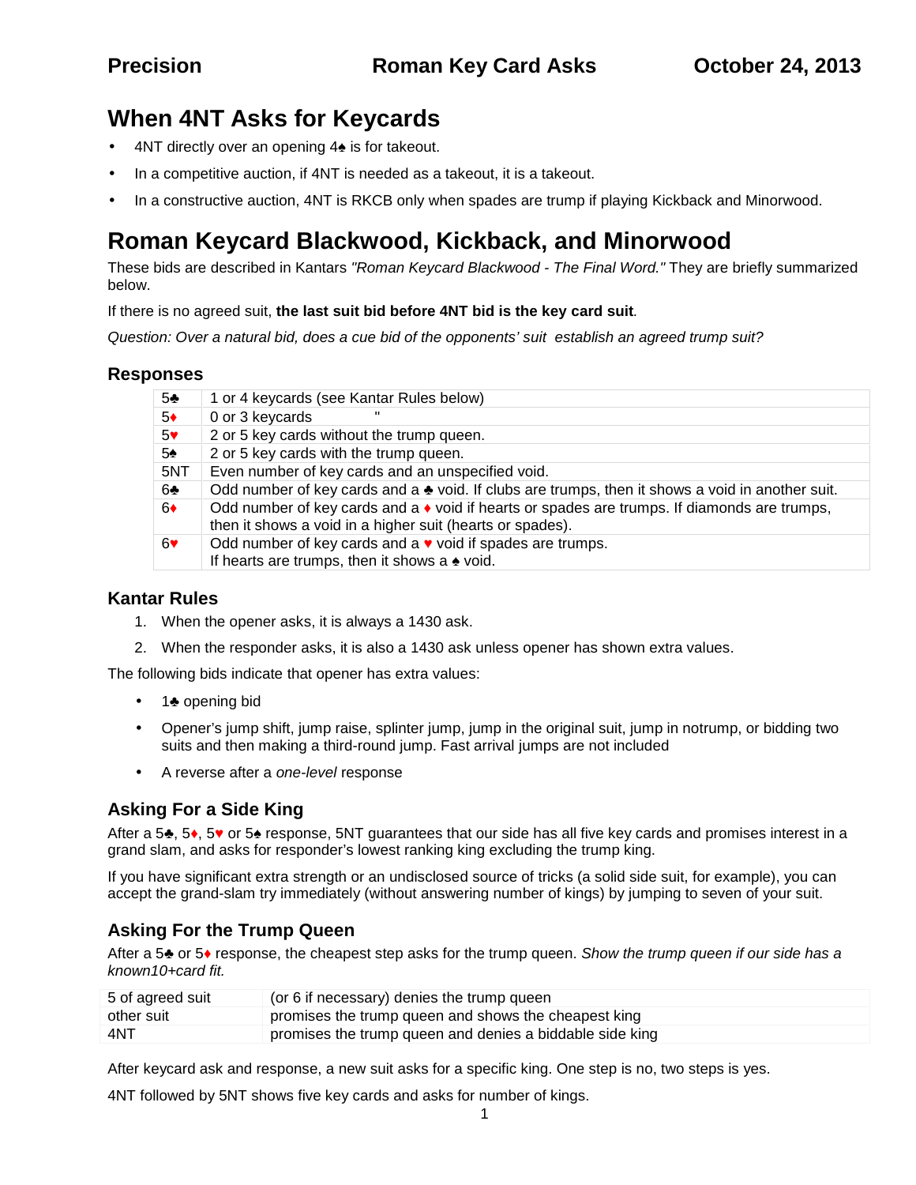Precision | Roman Key Card Asks | October 24, 2013

# When 4NT Asks for Keycards

- 4NT directly over an opening 4♠ is for takeout.
- In a competitive auction, if 4NT is needed as a takeout, it is a takeout.
- In a constructive auction, 4NT is RKCB only when spades are trump if playing Kickback and Minorwood.

# Roman Keycard Blackwood, Kickback, and Minorwood

These bids are described in Kantars *"Roman Keycard Blackwood - The Final Word."* They are briefly summarized below.

If there is no agreed suit, **the last suit bid before 4NT bid is the key card suit**.

*Question: Over a natural bid, does a cue bid of the opponents' suit establish an agreed trump suit?*

## Responses

| | |
|---|---|
| 5♣ | 1 or 4 keycards (see Kantar Rules below) |
| 5♦ | 0 or 3 keycards " |
| 5♥ | 2 or 5 key cards without the trump queen. |
| 5♠ | 2 or 5 key cards with the trump queen. |
| 5NT | Even number of key cards and an unspecified void. |
| 6♣ | Odd number of key cards and a ♣ void. If clubs are trumps, then it shows a void in another suit. |
| 6♦ | Odd number of key cards and a ♦ void if hearts or spades are trumps. If diamonds are trumps, then it shows a void in a higher suit (hearts or spades). |
| 6♥ | Odd number of key cards and a ♥ void if spades are trumps. If hearts are trumps, then it shows a ♠ void. |

## Kantar Rules

1. When the opener asks, it is always a 1430 ask.
2. When the responder asks, it is also a 1430 ask unless opener has shown extra values.

The following bids indicate that opener has extra values:

- 1♣ opening bid
- Opener's jump shift, jump raise, splinter jump, jump in the original suit, jump in notrump, or bidding two suits and then making a third-round jump. Fast arrival jumps are not included
- A reverse after a *one-level* response

## Asking For a Side King

After a 5♣, 5♦, 5♥ or 5♠ response, 5NT guarantees that our side has all five key cards and promises interest in a grand slam, and asks for responder's lowest ranking king excluding the trump king.

If you have significant extra strength or an undisclosed source of tricks (a solid side suit, for example), you can accept the grand-slam try immediately (without answering number of kings) by jumping to seven of your suit.

## Asking For the Trump Queen

After a 5♣ or 5♦ response, the cheapest step asks for the trump queen. *Show the trump queen if our side has a known10+card fit.*

| | |
|---|---|
| 5 of agreed suit | (or 6 if necessary) denies the trump queen |
| other suit | promises the trump queen and shows the cheapest king |
| 4NT | promises the trump queen and denies a biddable side king |

After keycard ask and response, a new suit asks for a specific king. One step is no, two steps is yes.

4NT followed by 5NT shows five key cards and asks for number of kings.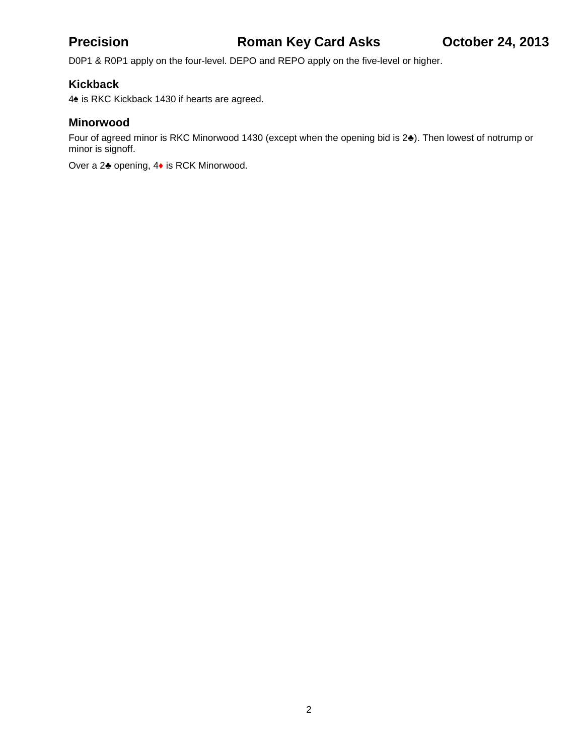D0P1 & R0P1 apply on the four-level. DEPO and REPO apply on the five-level or higher.

### Kickback

4♠ is RKC Kickback 1430 if hearts are agreed.

### Minorwood

Four of agreed minor is RKC Minorwood 1430 (except when the opening bid is 2♣). Then lowest of notrump or minor is signoff.

Over a 2♣ opening, 4♦ is RCK Minorwood.